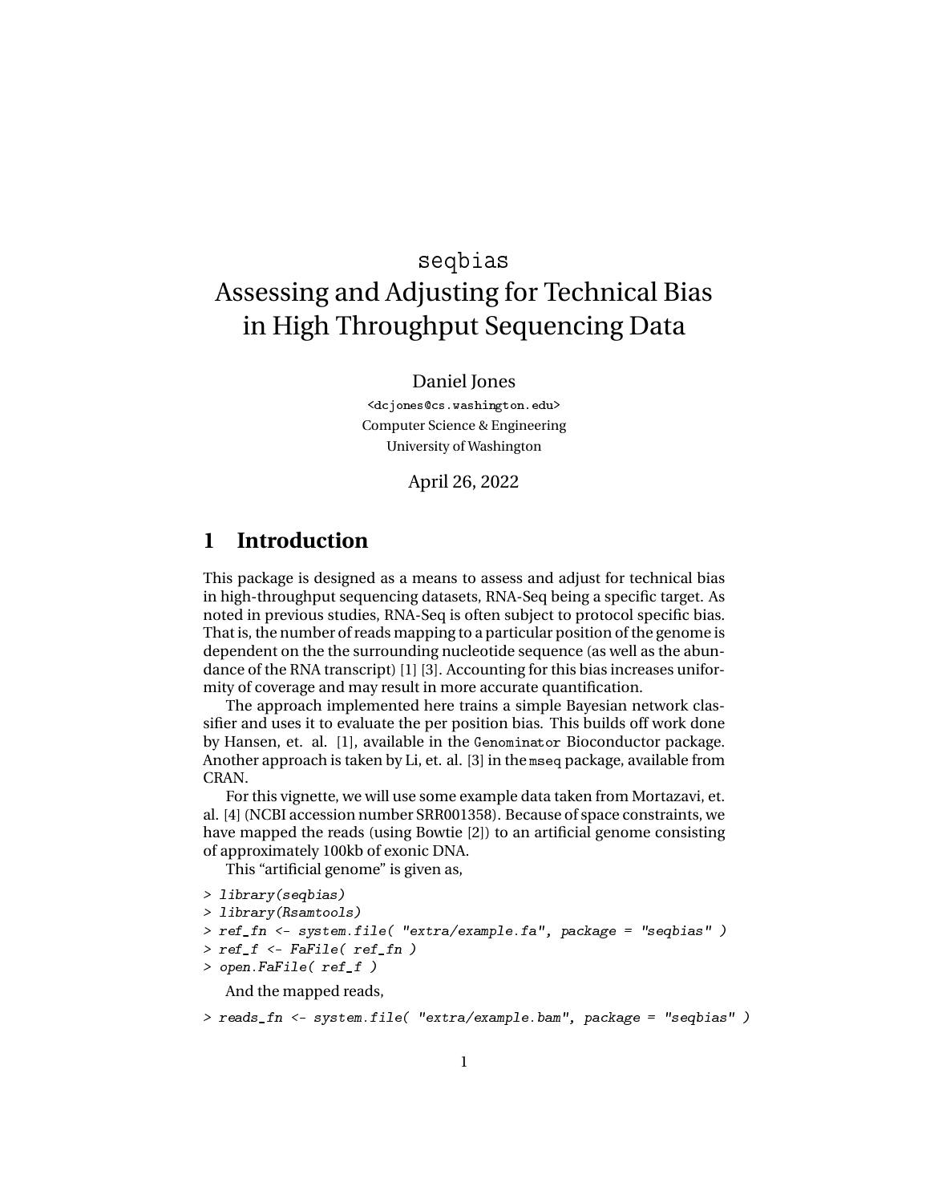# seqbias
# Assessing and Adjusting for Technical Bias in High Throughput Sequencing Data

Daniel Jones

<dcjones@cs.washington.edu>

Computer Science & Engineering

University of Washington

April 26, 2022

## 1 Introduction

This package is designed as a means to assess and adjust for technical bias in high-throughput sequencing datasets, RNA-Seq being a specific target. As noted in previous studies, RNA-Seq is often subject to protocol specific bias. That is, the number of reads mapping to a particular position of the genome is dependent on the the surrounding nucleotide sequence (as well as the abundance of the RNA transcript) [1] [3]. Accounting for this bias increases uniformity of coverage and may result in more accurate quantification.

The approach implemented here trains a simple Bayesian network classifier and uses it to evaluate the per position bias. This builds off work done by Hansen, et. al. [1], available in the `Genominator` Bioconductor package. Another approach is taken by Li, et. al. [3] in the `mseq` package, available from CRAN.

For this vignette, we will use some example data taken from Mortazavi, et. al. [4] (NCBI accession number SRR001358). Because of space constraints, we have mapped the reads (using Bowtie [2]) to an artificial genome consisting of approximately 100kb of exonic DNA.

This "artificial genome" is given as,

```
> library(seqbias)
> library(Rsamtools)
> ref_fn <- system.file( "extra/example.fa", package = "seqbias" )
> ref_f <- FaFile( ref_fn )
> open.FaFile( ref_f )
```

And the mapped reads,

```
> reads_fn <- system.file( "extra/example.bam", package = "seqbias" )
```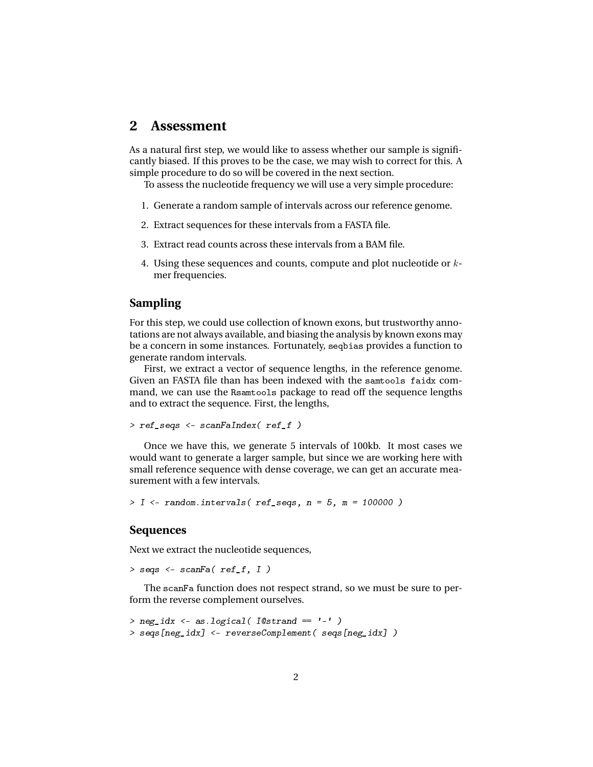## 2 Assessment

As a natural first step, we would like to assess whether our sample is significantly biased. If this proves to be the case, we may wish to correct for this. A simple procedure to do so will be covered in the next section.

To assess the nucleotide frequency we will use a very simple procedure:

1. Generate a random sample of intervals across our reference genome.
2. Extract sequences for these intervals from a FASTA file.
3. Extract read counts across these intervals from a BAM file.
4. Using these sequences and counts, compute and plot nucleotide or $k$-mer frequencies.

### Sampling

For this step, we could use collection of known exons, but trustworthy annotations are not always available, and biasing the analysis by known exons may be a concern in some instances. Fortunately, `seqbias` provides a function to generate random intervals.

First, we extract a vector of sequence lengths, in the reference genome. Given an FASTA file than has been indexed with the `samtools faidx` command, we can use the `Rsamtools` package to read off the sequence lengths and to extract the sequence. First, the lengths,

```
> ref_seqs <- scanFaIndex( ref_f )
```

Once we have this, we generate 5 intervals of 100kb. It most cases we would want to generate a larger sample, but since we are working here with small reference sequence with dense coverage, we can get an accurate measurement with a few intervals.

```
> I <- random.intervals( ref_seqs, n = 5, m = 100000 )
```

### Sequences

Next we extract the nucleotide sequences,

```
> seqs <- scanFa( ref_f, I )
```

The `scanFa` function does not respect strand, so we must be sure to perform the reverse complement ourselves.

```
> neg_idx <- as.logical( I@strand == '-' )
> seqs[neg_idx] <- reverseComplement( seqs[neg_idx] )
```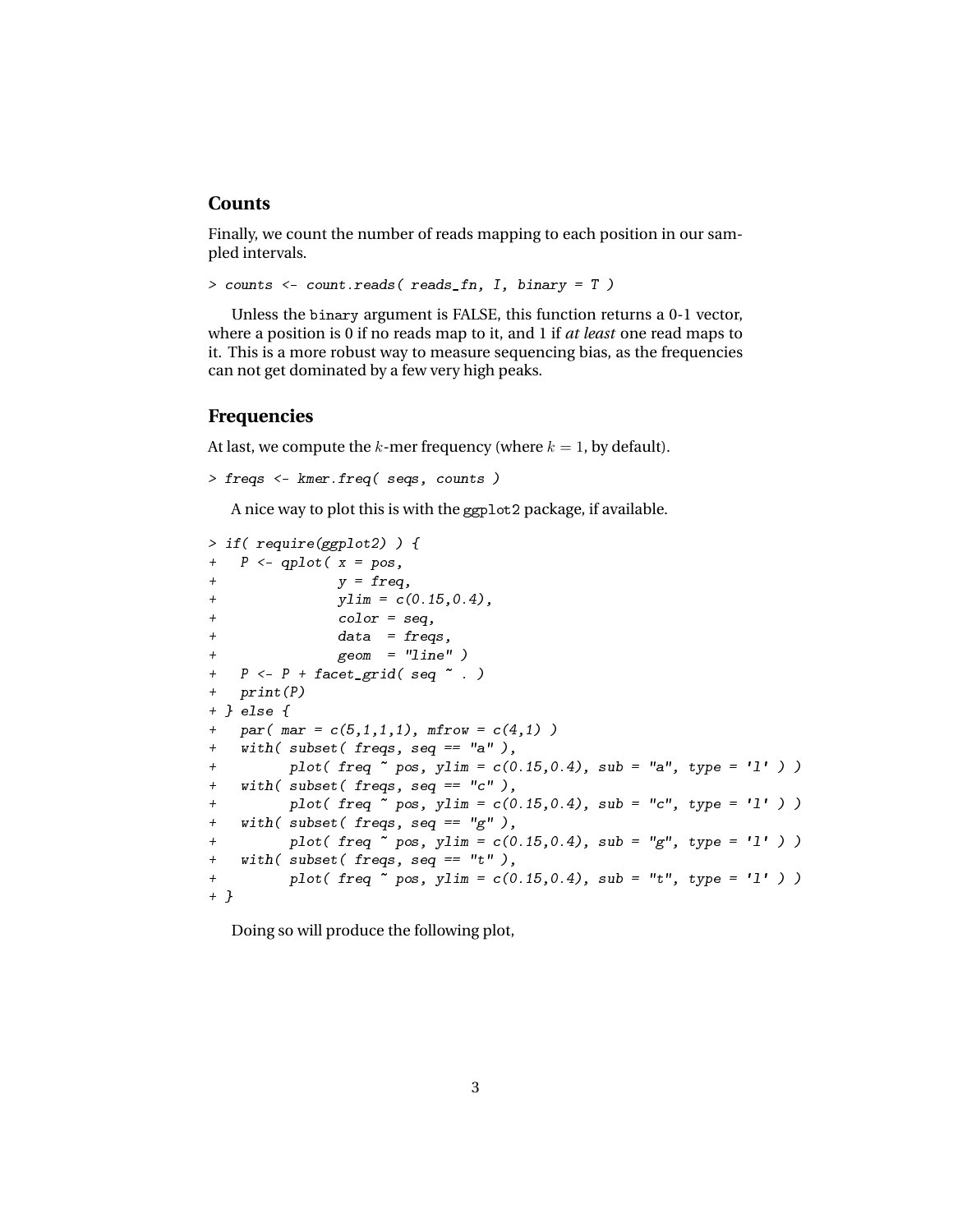## Counts

Finally, we count the number of reads mapping to each position in our sampled intervals.

```
> counts <- count.reads( reads_fn, I, binary = T )
```

Unless the `binary` argument is FALSE, this function returns a 0-1 vector, where a position is 0 if no reads map to it, and 1 if *at least* one read maps to it. This is a more robust way to measure sequencing bias, as the frequencies can not get dominated by a few very high peaks.

## Frequencies

At last, we compute the $k$-mer frequency (where $k = 1$, by default).

```
> freqs <- kmer.freq( seqs, counts )
```

A nice way to plot this is with the `ggplot2` package, if available.

```
> if( require(ggplot2) ) {
+   P <- qplot( x = pos,
+               y = freq,
+               ylim = c(0.15,0.4),
+               color = seq,
+               data  = freqs,
+               geom  = "line" )
+   P <- P + facet_grid( seq ~ . )
+   print(P)
+ } else {
+   par( mar = c(5,1,1,1), mfrow = c(4,1) )
+   with( subset( freqs, seq == "a" ),
+         plot( freq ~ pos, ylim = c(0.15,0.4), sub = "a", type = 'l' ) )
+   with( subset( freqs, seq == "c" ),
+         plot( freq ~ pos, ylim = c(0.15,0.4), sub = "c", type = 'l' ) )
+   with( subset( freqs, seq == "g" ),
+         plot( freq ~ pos, ylim = c(0.15,0.4), sub = "g", type = 'l' ) )
+   with( subset( freqs, seq == "t" ),
+         plot( freq ~ pos, ylim = c(0.15,0.4), sub = "t", type = 'l' ) )
+ }
```

Doing so will produce the following plot,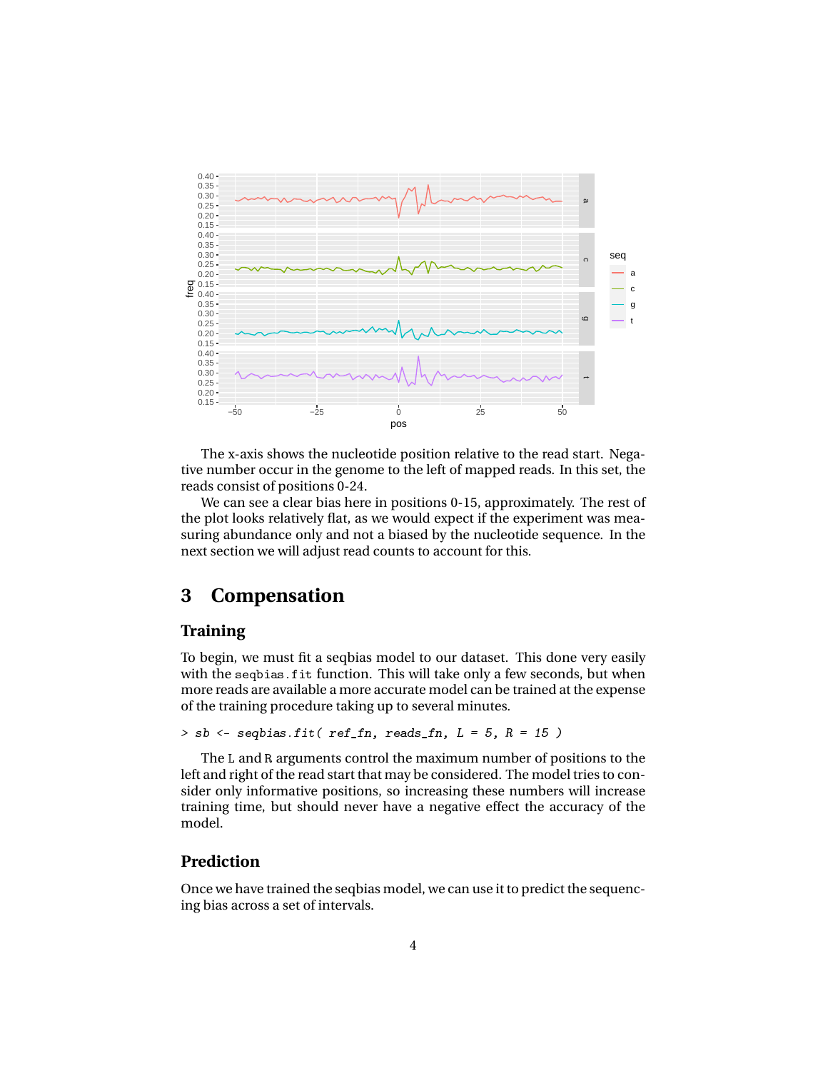The x-axis shows the nucleotide position relative to the read start. Negative number occur in the genome to the left of mapped reads. In this set, the reads consist of positions 0-24.

We can see a clear bias here in positions 0-15, approximately. The rest of the plot looks relatively flat, as we would expect if the experiment was measuring abundance only and not a biased by the nucleotide sequence. In the next section we will adjust read counts to account for this.

# 3 Compensation

### Training

To begin, we must fit a seqbias model to our dataset. This done very easily with the `seqbias.fit` function. This will take only a few seconds, but when more reads are available a more accurate model can be trained at the expense of the training procedure taking up to several minutes.

```
> sb <- seqbias.fit( ref_fn, reads_fn, L = 5, R = 15 )
```

The `L` and `R` arguments control the maximum number of positions to the left and right of the read start that may be considered. The model tries to consider only informative positions, so increasing these numbers will increase training time, but should never have a negative effect the accuracy of the model.

### Prediction

Once we have trained the seqbias model, we can use it to predict the sequencing bias across a set of intervals.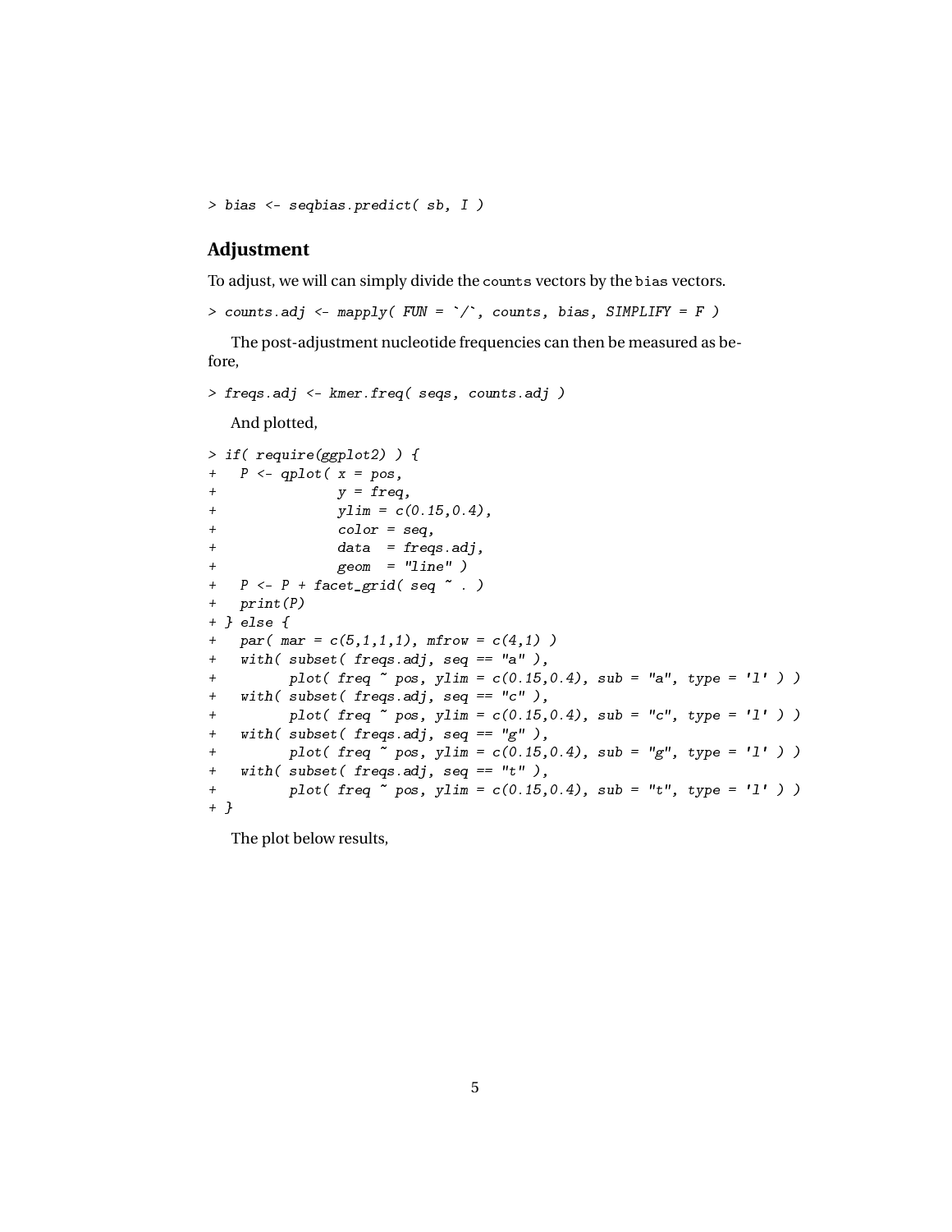```
> bias <- seqbias.predict( sb, I )
```

## Adjustment

To adjust, we will can simply divide the `counts` vectors by the `bias` vectors.

```
> counts.adj <- mapply( FUN = `/`, counts, bias, SIMPLIFY = F )
```

The post-adjustment nucleotide frequencies can then be measured as before,

```
> freqs.adj <- kmer.freq( seqs, counts.adj )
```

And plotted,

```
> if( require(ggplot2) ) {
+   P <- qplot( x = pos,
+               y = freq,
+               ylim = c(0.15,0.4),
+               color = seq,
+               data  = freqs.adj,
+               geom  = "line" )
+   P <- P + facet_grid( seq ~ . )
+   print(P)
+ } else {
+   par( mar = c(5,1,1,1), mfrow = c(4,1) )
+   with( subset( freqs.adj, seq == "a" ),
+         plot( freq ~ pos, ylim = c(0.15,0.4), sub = "a", type = 'l' ) )
+   with( subset( freqs.adj, seq == "c" ),
+         plot( freq ~ pos, ylim = c(0.15,0.4), sub = "c", type = 'l' ) )
+   with( subset( freqs.adj, seq == "g" ),
+         plot( freq ~ pos, ylim = c(0.15,0.4), sub = "g", type = 'l' ) )
+   with( subset( freqs.adj, seq == "t" ),
+         plot( freq ~ pos, ylim = c(0.15,0.4), sub = "t", type = 'l' ) )
+ }
```

The plot below results,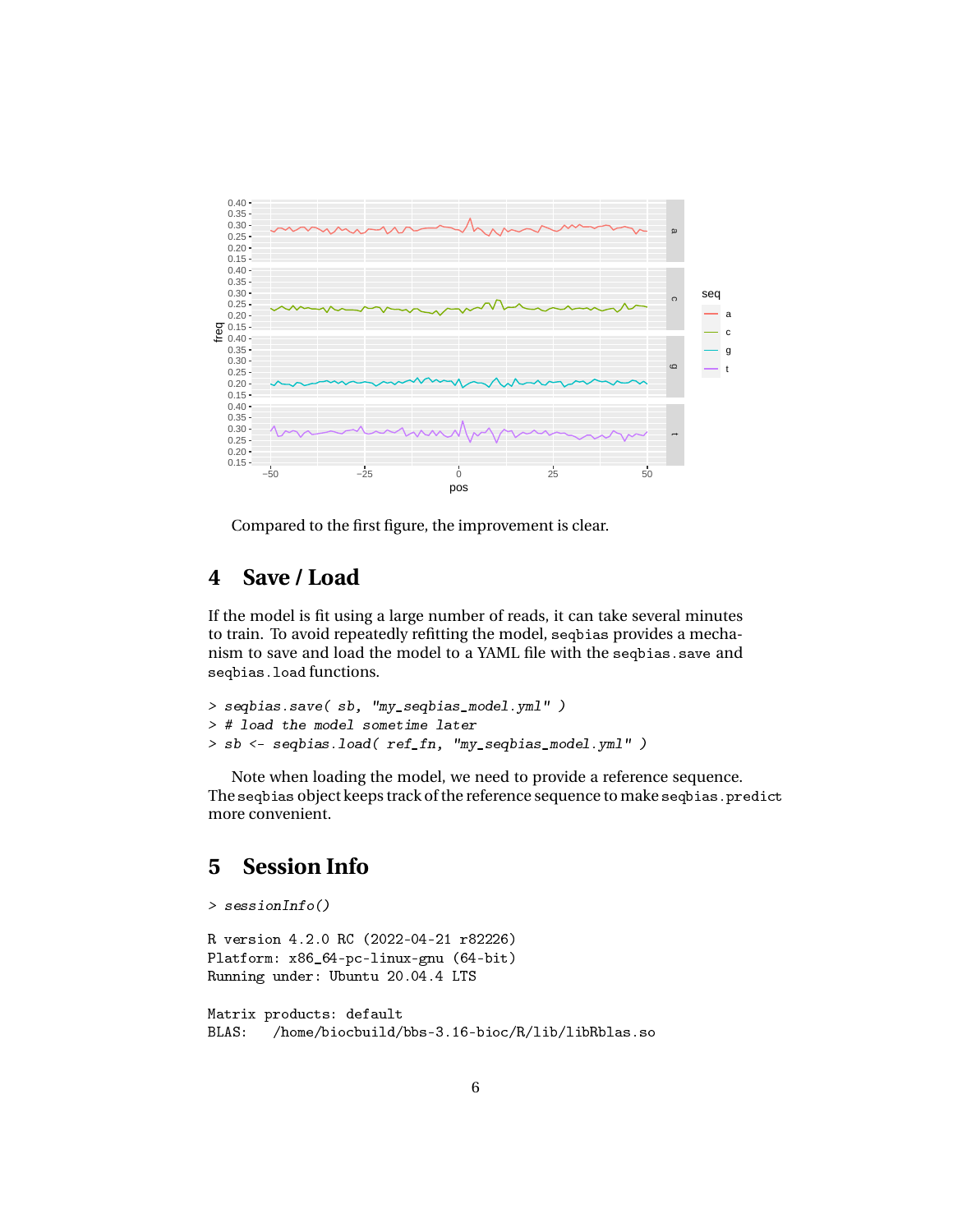Compared to the first figure, the improvement is clear.

# 4 Save / Load

If the model is fit using a large number of reads, it can take several minutes to train. To avoid repeatedly refitting the model, seqbias provides a mechanism to save and load the model to a YAML file with the seqbias.save and seqbias.load functions.

```
> seqbias.save( sb, "my_seqbias_model.yml" )
> # load the model sometime later
> sb <- seqbias.load( ref_fn, "my_seqbias_model.yml" )
```

Note when loading the model, we need to provide a reference sequence. The seqbias object keeps track of the reference sequence to make seqbias.predict more convenient.

# 5 Session Info

```
> sessionInfo()

R version 4.2.0 RC (2022-04-21 r82226)
Platform: x86_64-pc-linux-gnu (64-bit)
Running under: Ubuntu 20.04.4 LTS

Matrix products: default
BLAS:   /home/biocbuild/bbs-3.16-bioc/R/lib/libRblas.so
```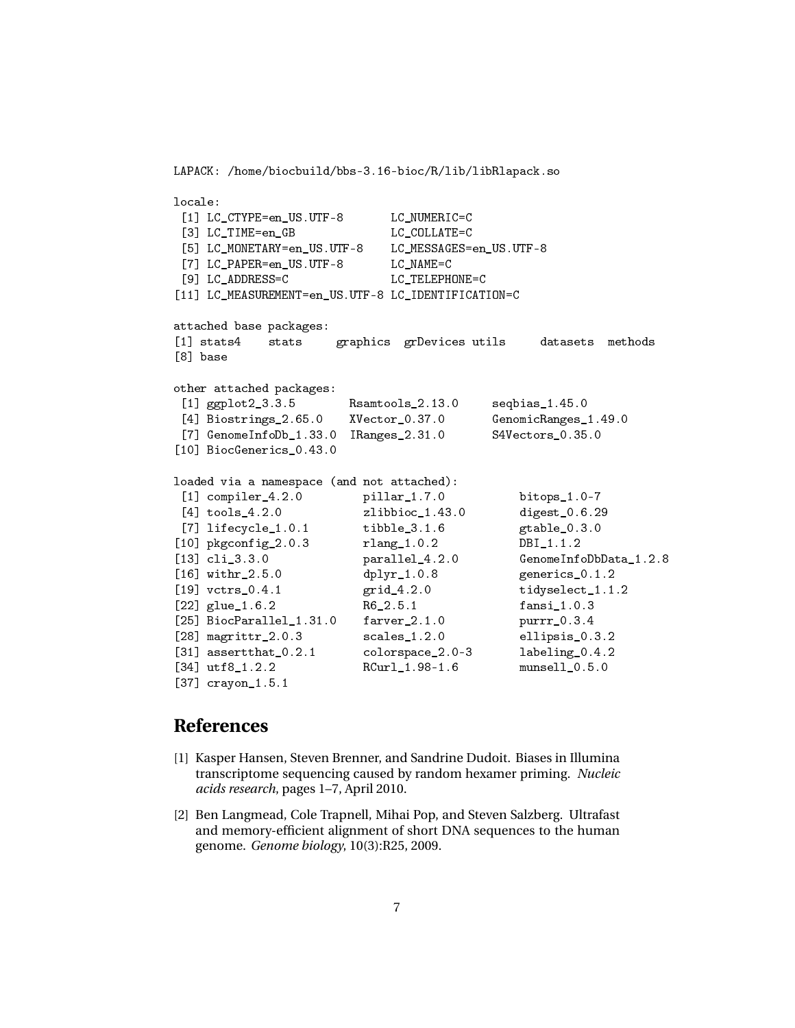```
LAPACK: /home/biocbuild/bbs-3.16-bioc/R/lib/libRlapack.so

locale:
 [1] LC_CTYPE=en_US.UTF-8       LC_NUMERIC=C
 [3] LC_TIME=en_GB              LC_COLLATE=C
 [5] LC_MONETARY=en_US.UTF-8    LC_MESSAGES=en_US.UTF-8
 [7] LC_PAPER=en_US.UTF-8       LC_NAME=C
 [9] LC_ADDRESS=C               LC_TELEPHONE=C
[11] LC_MEASUREMENT=en_US.UTF-8 LC_IDENTIFICATION=C

attached base packages:
[1] stats4    stats     graphics  grDevices utils     datasets  methods
[8] base

other attached packages:
 [1] ggplot2_3.3.5       Rsamtools_2.13.0    seqbias_1.45.0
 [4] Biostrings_2.65.0   XVector_0.37.0      GenomicRanges_1.49.0
 [7] GenomeInfoDb_1.33.0 IRanges_2.31.0      S4Vectors_0.35.0
[10] BiocGenerics_0.43.0

loaded via a namespace (and not attached):
 [1] compiler_4.2.0         pillar_1.7.0           bitops_1.0-7
 [4] tools_4.2.0            zlibbioc_1.43.0        digest_0.6.29
 [7] lifecycle_1.0.1        tibble_3.1.6           gtable_0.3.0
[10] pkgconfig_2.0.3        rlang_1.0.2            DBI_1.1.2
[13] cli_3.3.0              parallel_4.2.0         GenomeInfoDbData_1.2.8
[16] withr_2.5.0            dplyr_1.0.8            generics_0.1.2
[19] vctrs_0.4.1            grid_4.2.0             tidyselect_1.1.2
[22] glue_1.6.2             R6_2.5.1               fansi_1.0.3
[25] BiocParallel_1.31.0    farver_2.1.0           purrr_0.3.4
[28] magrittr_2.0.3         scales_1.2.0           ellipsis_0.3.2
[31] assertthat_0.2.1       colorspace_2.0-3       labeling_0.4.2
[34] utf8_1.2.2             RCurl_1.98-1.6         munsell_0.5.0
[37] crayon_1.5.1
```

## References

[1] Kasper Hansen, Steven Brenner, and Sandrine Dudoit. Biases in Illumina transcriptome sequencing caused by random hexamer priming. *Nucleic acids research*, pages 1–7, April 2010.

[2] Ben Langmead, Cole Trapnell, Mihai Pop, and Steven Salzberg. Ultrafast and memory-efficient alignment of short DNA sequences to the human genome. *Genome biology*, 10(3):R25, 2009.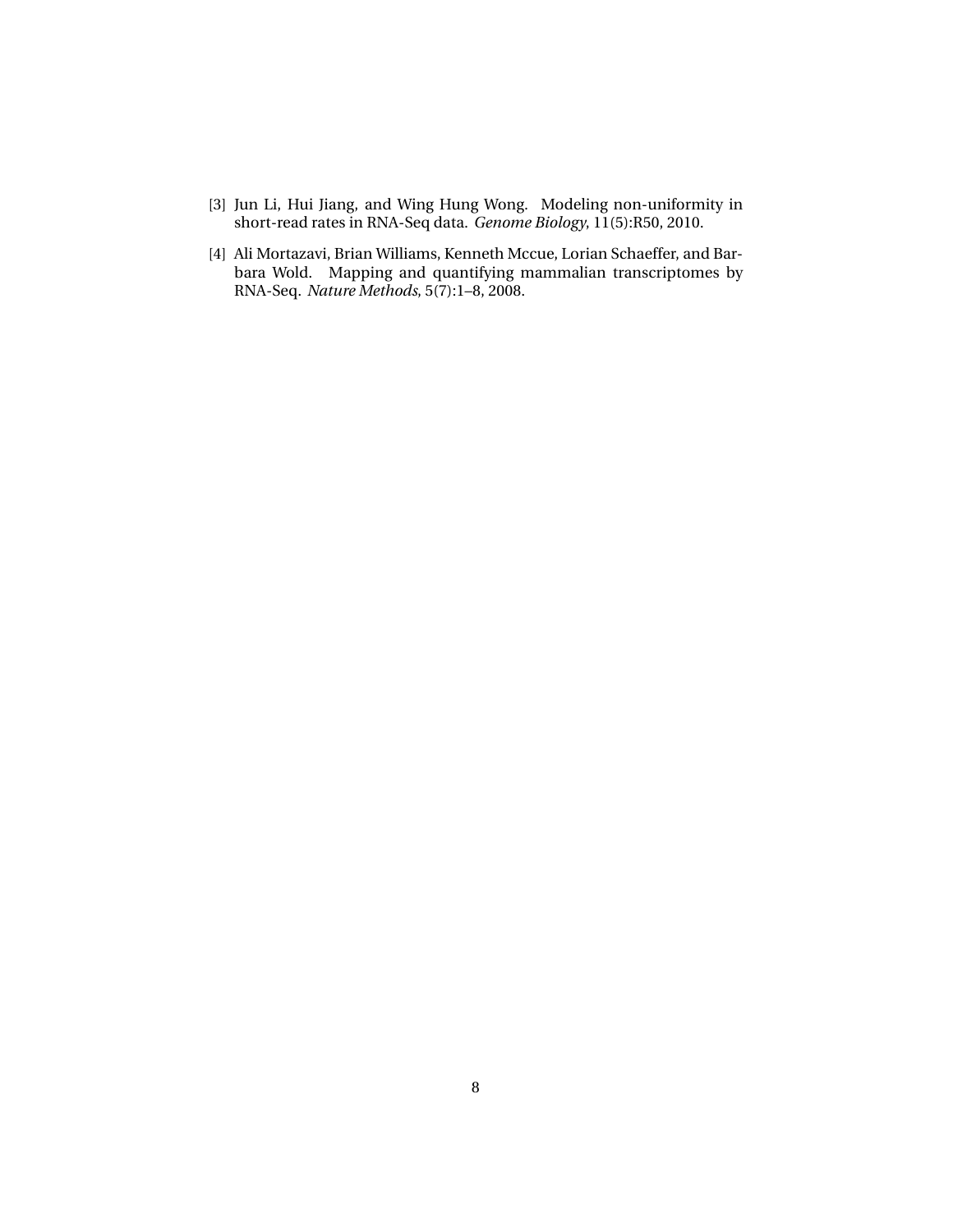[3] Jun Li, Hui Jiang, and Wing Hung Wong. Modeling non-uniformity in short-read rates in RNA-Seq data. *Genome Biology*, 11(5):R50, 2010.

[4] Ali Mortazavi, Brian Williams, Kenneth Mccue, Lorian Schaeffer, and Barbara Wold. Mapping and quantifying mammalian transcriptomes by RNA-Seq. *Nature Methods*, 5(7):1–8, 2008.